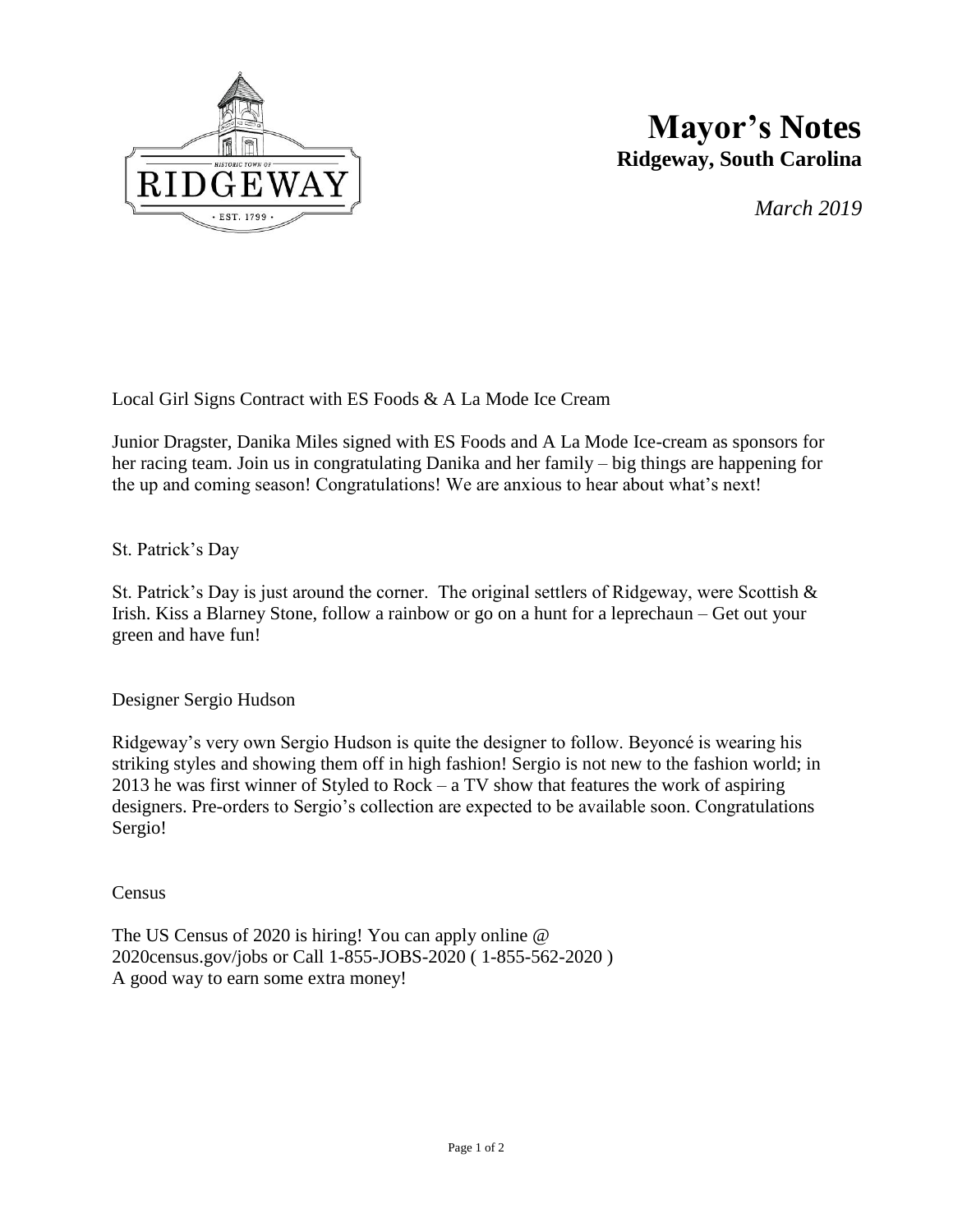# Mayor's Notes

## Ridgeway, South Carolina

*March 2019*

Local Girl Signs Contract with ES Foods & A La Mode Ice Cream

Junior Dragster, Danika Miles signed with ES Foods and A La Mode Ice-cream as sponsors for her racing team. Join us in congratulating Danika and her family – big things are happening for the up and coming season! Congratulations! We are anxious to hear about what's next!

St. Patrick's Day

St. Patrick's Day is just around the corner. The original settlers of Ridgeway, were Scottish & Irish. Kiss a Blarney Stone, follow a rainbow or go on a hunt for a leprechaun – Get out your green and have fun!

Designer Sergio Hudson

Ridgeway's very own Sergio Hudson is quite the designer to follow. Beyoncé is wearing his striking styles and showing them off in high fashion! Sergio is not new to the fashion world; in 2013 he was first winner of Styled to Rock – a TV show that features the work of aspiring designers. Pre-orders to Sergio's collection are expected to be available soon. Congratulations Sergio!

Census

The US Census of 2020 is hiring! You can apply online @ 2020census.gov/jobs or Call 1-855-JOBS-2020 ( 1-855-562-2020 )
A good way to earn some extra money!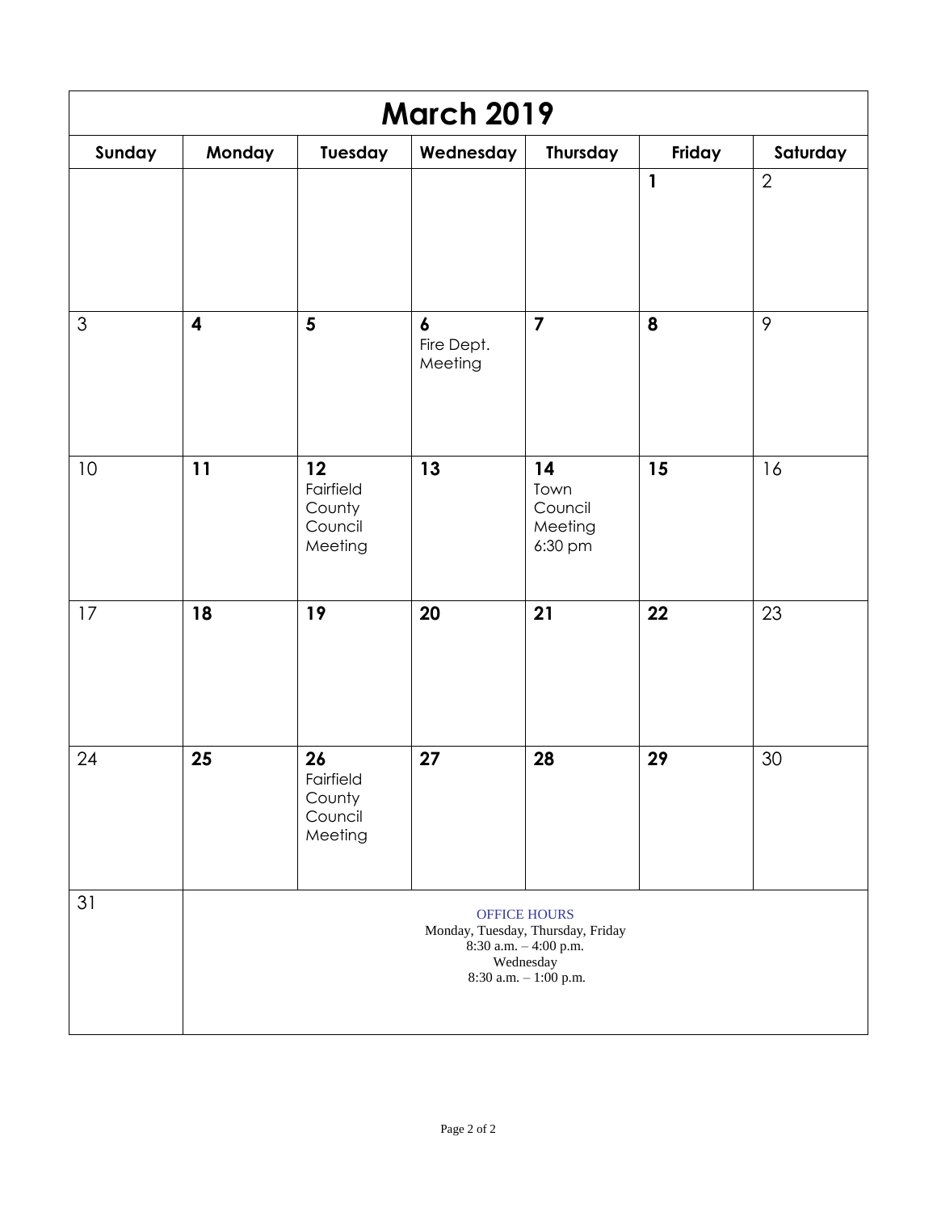# March 2019

| Sunday | Monday | Tuesday | Wednesday | Thursday | Friday | Saturday |
|---|---|---|---|---|---|---|
| | | | | | **1** | 2 |
| 3 | **4** | **5** | **6** Fire Dept. Meeting | **7** | **8** | 9 |
| 10 | **11** | **12** Fairfield County Council Meeting | **13** | **14** Town Council Meeting 6:30 pm | **15** | 16 |
| 17 | **18** | **19** | **20** | **21** | **22** | 23 |
| 24 | **25** | **26** Fairfield County Council Meeting | **27** | **28** | **29** | 30 |
| 31 | OFFICE HOURS<br>Monday, Tuesday, Thursday, Friday<br>8:30 a.m. – 4:00 p.m.<br>Wednesday<br>8:30 a.m. – 1:00 p.m. | | | | | |